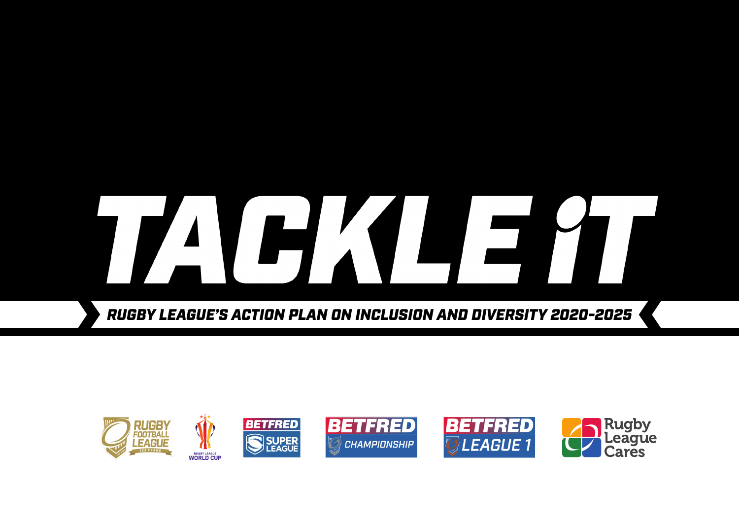# TACKLE iT

## RUGBY LEAGUE'S ACTION PLAN ON INCLUSION AND DIVERSITY 2020-2025

RUGBY FOOTBALL LEAGUE 125 YEARS

RUGBY LEAGUE WORLD CUP

BETFRED SUPER LEAGUE

BETFRED CHAMPIONSHIP

BETFRED LEAGUE 1

Rugby League Cares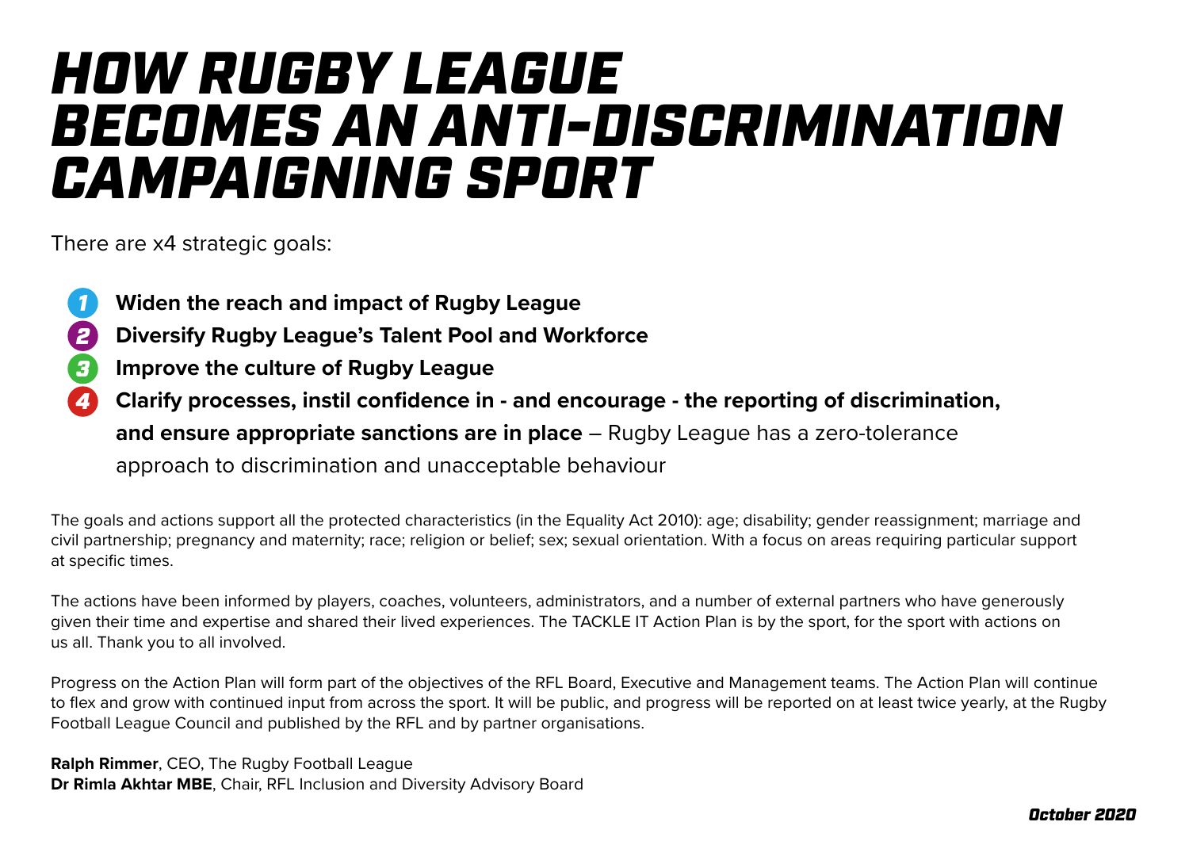# HOW RUGBY LEAGUE BECOMES AN ANTI-DISCRIMINATION CAMPAIGNING SPORT

There are x4 strategic goals:

1. **Widen the reach and impact of Rugby League**
2. **Diversify Rugby League's Talent Pool and Workforce**
3. **Improve the culture of Rugby League**
4. **Clarify processes, instil confidence in - and encourage - the reporting of discrimination, and ensure appropriate sanctions are in place** – Rugby League has a zero-tolerance approach to discrimination and unacceptable behaviour

The goals and actions support all the protected characteristics (in the Equality Act 2010): age; disability; gender reassignment; marriage and civil partnership; pregnancy and maternity; race; religion or belief; sex; sexual orientation. With a focus on areas requiring particular support at specific times.

The actions have been informed by players, coaches, volunteers, administrators, and a number of external partners who have generously given their time and expertise and shared their lived experiences. The TACKLE IT Action Plan is by the sport, for the sport with actions on us all. Thank you to all involved.

Progress on the Action Plan will form part of the objectives of the RFL Board, Executive and Management teams. The Action Plan will continue to flex and grow with continued input from across the sport. It will be public, and progress will be reported on at least twice yearly, at the Rugby Football League Council and published by the RFL and by partner organisations.

**Ralph Rimmer**, CEO, The Rugby Football League
**Dr Rimla Akhtar MBE**, Chair, RFL Inclusion and Diversity Advisory Board

***October 2020***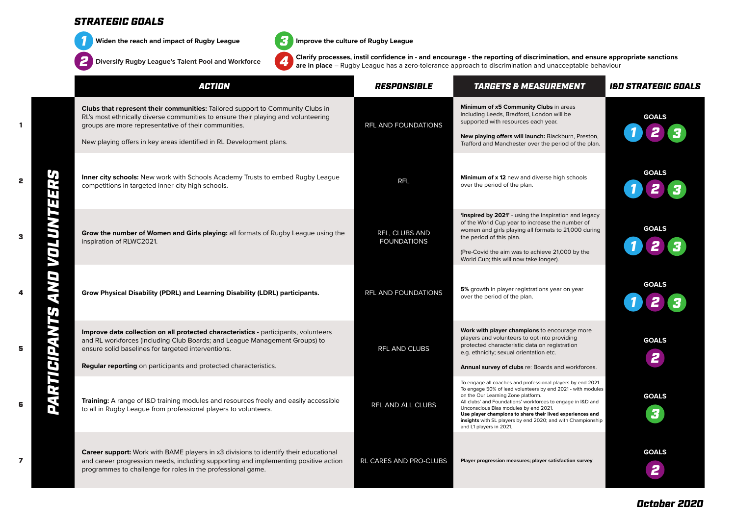## STRATEGIC GOALS

1. Widen the reach and impact of Rugby League
2. Diversify Rugby League's Talent Pool and Workforce
3. Improve the culture of Rugby League
4. **Clarify processes, instil confidence in - and encourage - the reporting of discrimination, and ensure appropriate sanctions are in place** – Rugby League has a zero-tolerance approach to discrimination and unacceptable behaviour

### PARTICIPANTS AND VOLUNTEERS

| | ACTION | RESPONSIBLE | TARGETS & MEASUREMENT | I&D STRATEGIC GOALS |
|---|---|---|---|---|
| 1 | **Clubs that represent their communities:** Tailored support to Community Clubs in RL's most ethnically diverse communities to ensure their playing and volunteering groups are more representative of their communities.<br><br>New playing offers in key areas identified in RL Development plans. | RFL AND FOUNDATIONS | **Minimum of x5 Community Clubs** in areas including Leeds, Bradford, London will be supported with resources each year.<br><br>**New playing offers will launch:** Blackburn, Preston, Trafford and Manchester over the period of the plan. | GOALS 1 2 3 |
| 2 | **Inner city schools:** New work with Schools Academy Trusts to embed Rugby League competitions in targeted inner-city high schools. | RFL | **Minimum of x 12** new and diverse high schools over the period of the plan. | GOALS 1 2 3 |
| 3 | **Grow the number of Women and Girls playing:** all formats of Rugby League using the inspiration of RLWC2021. | RFL, CLUBS AND FOUNDATIONS | **'Inspired by 2021'** - using the inspiration and legacy of the World Cup year to increase the number of women and girls playing all formats to 21,000 during the period of this plan.<br><br>(Pre-Covid the aim was to achieve 21,000 by the World Cup; this will now take longer). | GOALS 1 2 3 |
| 4 | **Grow Physical Disability (PDRL) and Learning Disability (LDRL) participants.** | RFL AND FOUNDATIONS | **5%** growth in player registrations year on year over the period of the plan. | GOALS 1 2 3 |
| 5 | **Improve data collection on all protected characteristics -** participants, volunteers and RL workforces (including Club Boards; and League Management Groups) to ensure solid baselines for targeted interventions.<br><br>**Regular reporting** on participants and protected characteristics. | RFL AND CLUBS | **Work with player champions** to encourage more players and volunteers to opt into providing protected characteristic data on registration e.g. ethnicity; sexual orientation etc.<br><br>**Annual survey of clubs** re: Boards and workforces. | GOALS 2 |
| 6 | **Training:** A range of I&D training modules and resources freely and easily accessible to all in Rugby League from professional players to volunteers. | RFL AND ALL CLUBS | To engage all coaches and professional players by end 2021.<br>To engage 50% of lead volunteers by end 2021 - with modules on the Our Learning Zone platform.<br>All clubs' and Foundations' workforces to engage in I&D and Unconscious Bias modules by end 2021.<br>**Use player champions to share their lived experiences and insights** with SL players by end 2020; and with Championship and L1 players in 2021. | GOALS 3 |
| 7 | **Career support:** Work with BAME players in x3 divisions to identify their educational and career progression needs, including supporting and implementing positive action programmes to challenge for roles in the professional game. | RL CARES AND PRO-CLUBS | **Player progression measures; player satisfaction survey** | GOALS 2 |

October 2020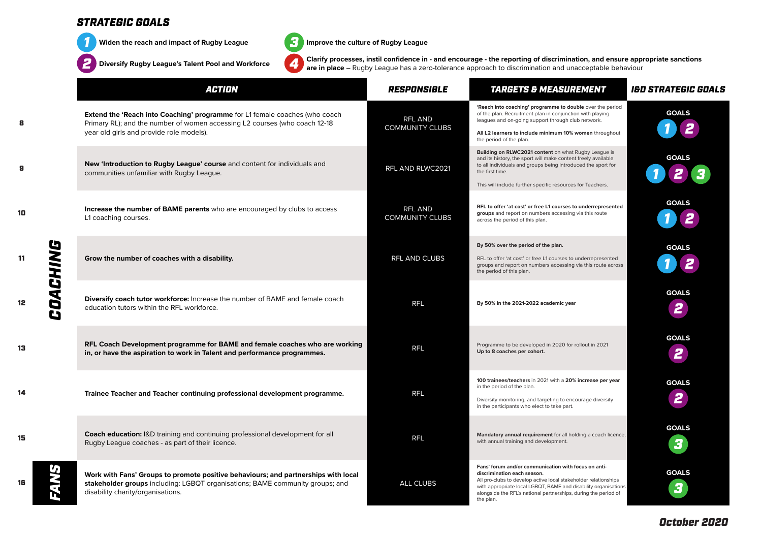## STRATEGIC GOALS

1. Widen the reach and impact of Rugby League
2. Diversify Rugby League's Talent Pool and Workforce
3. Improve the culture of Rugby League
4. **Clarify processes, instil confidence in - and encourage - the reporting of discrimination, and ensure appropriate sanctions are in place** – Rugby League has a zero-tolerance approach to discrimination and unacceptable behaviour

| | | ACTION | RESPONSIBLE | TARGETS & MEASUREMENT | I&D STRATEGIC GOALS |
|---|---|---|---|---|---|
| 8 | COACHING | **Extend the 'Reach into Coaching' programme** for L1 female coaches (who coach Primary RL); and the number of women accessing L2 courses (who coach 12-18 year old girls and provide role models). | RFL AND COMMUNITY CLUBS | **'Reach into coaching' programme to double** over the period of the plan. Recruitment plan in conjunction with playing leagues and on-going support through club network.<br><br>**All L2 learners to include minimum 10% women** throughout the period of the plan. | GOALS 1 2 |
| 9 | COACHING | **New 'Introduction to Rugby League' course** and content for individuals and communities unfamiliar with Rugby League. | RFL AND RLWC2021 | **Building on RLWC2021 content** on what Rugby League is and its history, the sport will make content freely available to all individuals and groups being introduced the sport for the first time.<br><br>This will include further specific resources for Teachers. | GOALS 1 2 3 |
| 10 | COACHING | **Increase the number of BAME parents** who are encouraged by clubs to access L1 coaching courses. | RFL AND COMMUNITY CLUBS | **RFL to offer 'at cost' or free L1 courses to underrepresented groups** and report on numbers accessing via this route across the period of this plan. | GOALS 1 2 |
| 11 | COACHING | **Grow the number of coaches with a disability.** | RFL AND CLUBS | **By 50% over the period of the plan.**<br><br>RFL to offer 'at cost' or free L1 courses to underrepresented groups and report on numbers accessing via this route across the period of this plan. | GOALS 1 2 |
| 12 | COACHING | **Diversify coach tutor workforce:** Increase the number of BAME and female coach education tutors within the RFL workforce. | RFL | **By 50% in the 2021-2022 academic year** | GOALS 2 |
| 13 | COACHING | **RFL Coach Development programme for BAME and female coaches who are working in, or have the aspiration to work in Talent and performance programmes.** | RFL | Programme to be developed in 2020 for rollout in 2021<br>**Up to 8 coaches per cohort.** | GOALS 2 |
| 14 | COACHING | **Trainee Teacher and Teacher continuing professional development programme.** | RFL | **100 trainees/teachers** in 2021 with a **20% increase per year** in the period of the plan.<br><br>Diversity monitoring, and targeting to encourage diversity in the participants who elect to take part. | GOALS 2 |
| 15 | COACHING | **Coach education:** I&D training and continuing professional development for all Rugby League coaches - as part of their licence. | RFL | **Mandatory annual requirement** for all holding a coach licence, with annual training and development. | GOALS 3 |
| 16 | FANS | **Work with Fans' Groups to promote positive behaviours; and partnerships with local stakeholder groups** including: LGBQT organisations; BAME community groups; and disability charity/organisations. | ALL CLUBS | **Fans' forum and/or communication with focus on anti-discrimination each season.**<br>All pro-clubs to develop active local stakeholder relationships with appropriate local LGBQT, BAME and disability organisations alongside the RFL's national partnerships, during the period of the plan. | GOALS 3 |

October 2020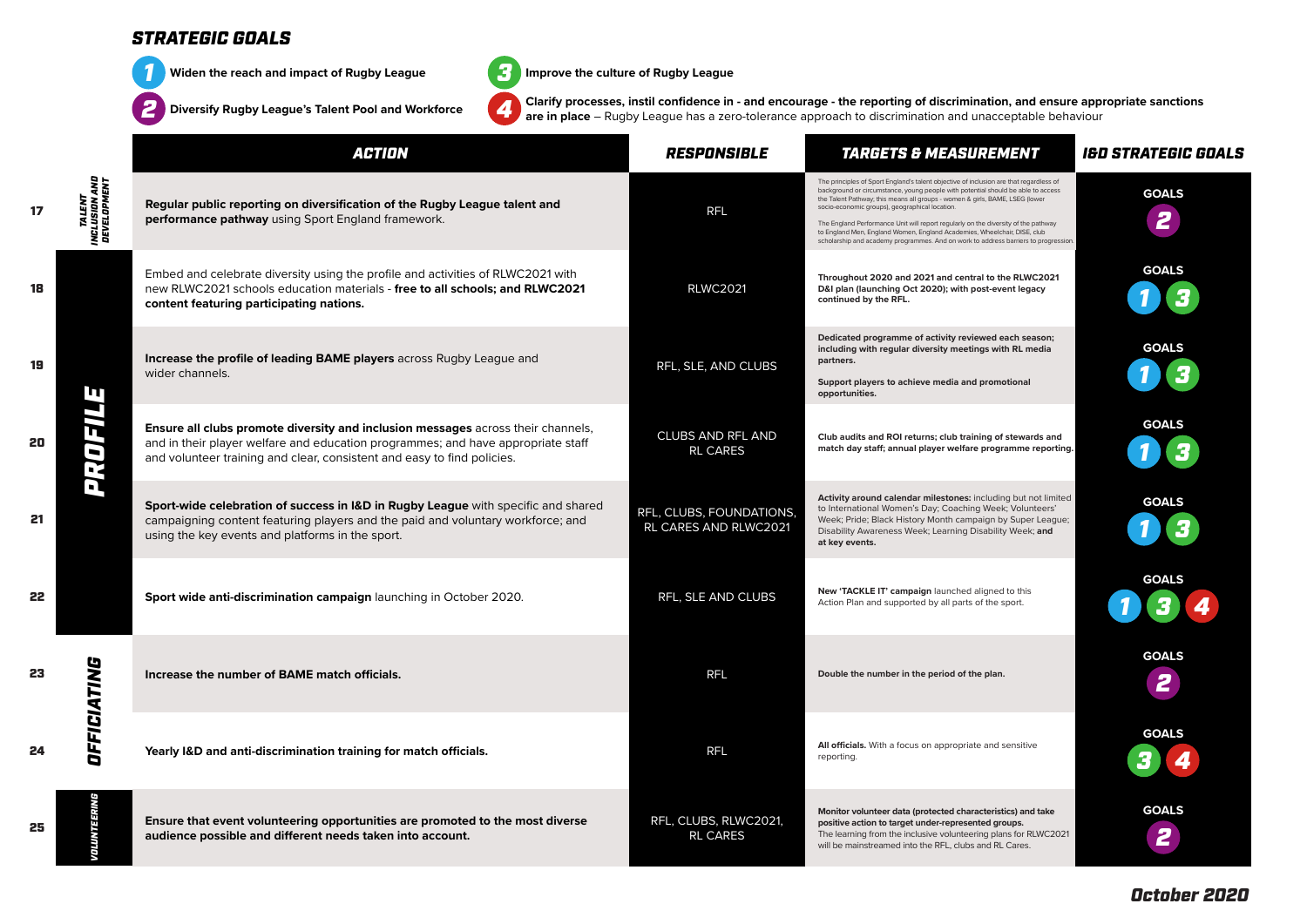## STRATEGIC GOALS

1. **Widen the reach and impact of Rugby League**
2. **Diversify Rugby League's Talent Pool and Workforce**
3. **Improve the culture of Rugby League**
4. **Clarify processes, instil confidence in - and encourage - the reporting of discrimination, and ensure appropriate sanctions are in place** – Rugby League has a zero-tolerance approach to discrimination and unacceptable behaviour

| # | Area | ACTION | RESPONSIBLE | TARGETS & MEASUREMENT | I&D STRATEGIC GOALS |
|---|---|---|---|---|---|
| 17 | TALENT INCLUSION AND DEVELOPMENT | **Regular public reporting on diversification of the Rugby League talent and performance pathway** using Sport England framework. | RFL | The principles of Sport England's talent objective of inclusion are that regardless of background or circumstance, young people with potential should be able to access the Talent Pathway; this means all groups - women & girls, BAME, LSEG (lower socio-economic groups), geographical location. The England Performance Unit will report regularly on the diversity of the pathway to England Men, England Women, England Academies, Wheelchair, DISE, club scholarship and academy programmes. And on work to address barriers to progression. | GOALS 2 |
| 18 | PROFILE | Embed and celebrate diversity using the profile and activities of RLWC2021 with new RLWC2021 schools education materials - **free to all schools; and RLWC2021 content featuring participating nations.** | RLWC2021 | **Throughout 2020 and 2021 and central to the RLWC2021 D&I plan (launching Oct 2020); with post-event legacy continued by the RFL.** | GOALS 1 3 |
| 19 | PROFILE | **Increase the profile of leading BAME players** across Rugby League and wider channels. | RFL, SLE, AND CLUBS | **Dedicated programme of activity reviewed each season; including with regular diversity meetings with RL media partners.** **Support players to achieve media and promotional opportunities.** | GOALS 1 3 |
| 20 | PROFILE | **Ensure all clubs promote diversity and inclusion messages** across their channels, and in their player welfare and education programmes; and have appropriate staff and volunteer training and clear, consistent and easy to find policies. | CLUBS AND RFL AND RL CARES | **Club audits and ROI returns; club training of stewards and match day staff; annual player welfare programme reporting.** | GOALS 1 3 |
| 21 | PROFILE | **Sport-wide celebration of success in I&D in Rugby League** with specific and shared campaigning content featuring players and the paid and voluntary workforce; and using the key events and platforms in the sport. | RFL, CLUBS, FOUNDATIONS, RL CARES AND RLWC2021 | **Activity around calendar milestones:** including but not limited to International Women's Day; Coaching Week; Volunteers' Week; Pride; Black History Month campaign by Super League; Disability Awareness Week; Learning Disability Week; **and at key events.** | GOALS 1 3 |
| 22 | PROFILE | **Sport wide anti-discrimination campaign** launching in October 2020. | RFL, SLE AND CLUBS | **New 'TACKLE IT' campaign** launched aligned to this Action Plan and supported by all parts of the sport. | GOALS 1 3 4 |
| 23 | OFFICIATING | **Increase the number of BAME match officials.** | RFL | **Double the number in the period of the plan.** | GOALS 2 |
| 24 | OFFICIATING | **Yearly I&D and anti-discrimination training for match officials.** | RFL | **All officials.** With a focus on appropriate and sensitive reporting. | GOALS 3 4 |
| 25 | VOLUNTEERING | **Ensure that event volunteering opportunities are promoted to the most diverse audience possible and different needs taken into account.** | RFL, CLUBS, RLWC2021, RL CARES | **Monitor volunteer data (protected characteristics) and take positive action to target under-represented groups.** The learning from the inclusive volunteering plans for RLWC2021 will be mainstreamed into the RFL, clubs and RL Cares. | GOALS 2 |

*October 2020*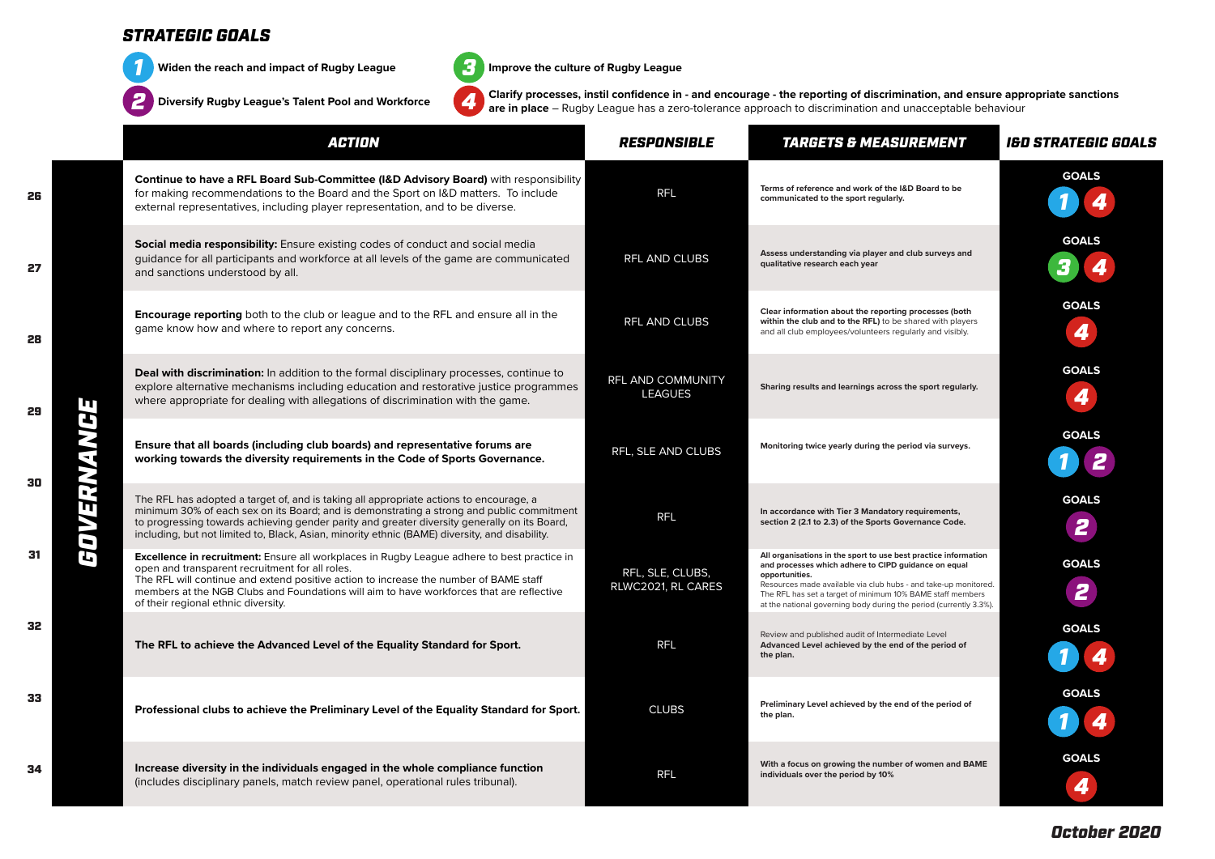## STRATEGIC GOALS

1. Widen the reach and impact of Rugby League
2. Diversify Rugby League's Talent Pool and Workforce
3. Improve the culture of Rugby League
4. **Clarify processes, instil confidence in - and encourage - the reporting of discrimination, and ensure appropriate sanctions are in place** – Rugby League has a zero-tolerance approach to discrimination and unacceptable behaviour

## GOVERNANCE

| | ACTION | RESPONSIBLE | TARGETS & MEASUREMENT | I&D STRATEGIC GOALS |
|---|---|---|---|---|
| 26 | **Continue to have a RFL Board Sub-Committee (I&D Advisory Board)** with responsibility for making recommendations to the Board and the Sport on I&D matters. To include external representatives, including player representation, and to be diverse. | RFL | **Terms of reference and work of the I&D Board to be communicated to the sport regularly.** | GOALS 1 4 |
| 27 | **Social media responsibility:** Ensure existing codes of conduct and social media guidance for all participants and workforce at all levels of the game are communicated and sanctions understood by all. | RFL AND CLUBS | **Assess understanding via player and club surveys and qualitative research each year** | GOALS 3 4 |
| 28 | **Encourage reporting** both to the club or league and to the RFL and ensure all in the game know how and where to report any concerns. | RFL AND CLUBS | **Clear information about the reporting processes (both within the club and to the RFL)** to be shared with players and all club employees/volunteers regularly and visibly. | GOALS 4 |
| 29 | **Deal with discrimination:** In addition to the formal disciplinary processes, continue to explore alternative mechanisms including education and restorative justice programmes where appropriate for dealing with allegations of discrimination with the game. | RFL AND COMMUNITY LEAGUES | **Sharing results and learnings across the sport regularly.** | GOALS 4 |
| 30 | **Ensure that all boards (including club boards) and representative forums are working towards the diversity requirements in the Code of Sports Governance.** | RFL, SLE AND CLUBS | **Monitoring twice yearly during the period via surveys.** | GOALS 1 2 |
| 31 | The RFL has adopted a target of, and is taking all appropriate actions to encourage, a minimum 30% of each sex on its Board; and is demonstrating a strong and public commitment to progressing towards achieving gender parity and greater diversity generally on its Board, including, but not limited to, Black, Asian, minority ethnic (BAME) diversity, and disability. | RFL | **In accordance with Tier 3 Mandatory requirements, section 2 (2.1 to 2.3) of the Sports Governance Code.** | GOALS 2 |
| 32 | **Excellence in recruitment:** Ensure all workplaces in Rugby League adhere to best practice in open and transparent recruitment for all roles. The RFL will continue and extend positive action to increase the number of BAME staff members at the NGB Clubs and Foundations will aim to have workforces that are reflective of their regional ethnic diversity. | RFL, SLE, CLUBS, RLWC2021, RL CARES | **All organisations in the sport to use best practice information and processes which adhere to CIPD guidance on equal opportunities.** Resources made available via club hubs - and take-up monitored. The RFL has set a target of minimum 10% BAME staff members at the national governing body during the period (currently 3.3%). | GOALS 2 |
| 33 | **The RFL to achieve the Advanced Level of the Equality Standard for Sport.** | RFL | Review and published audit of Intermediate Level **Advanced Level achieved by the end of the period of the plan.** | GOALS 1 4 |
| 34 | **Professional clubs to achieve the Preliminary Level of the Equality Standard for Sport.** | CLUBS | **Preliminary Level achieved by the end of the period of the plan.** | GOALS 1 4 |
| 35 | **Increase diversity in the individuals engaged in the whole compliance function** (includes disciplinary panels, match review panel, operational rules tribunal). | RFL | **With a focus on growing the number of women and BAME individuals over the period by 10%** | GOALS 4 |

**October 2020**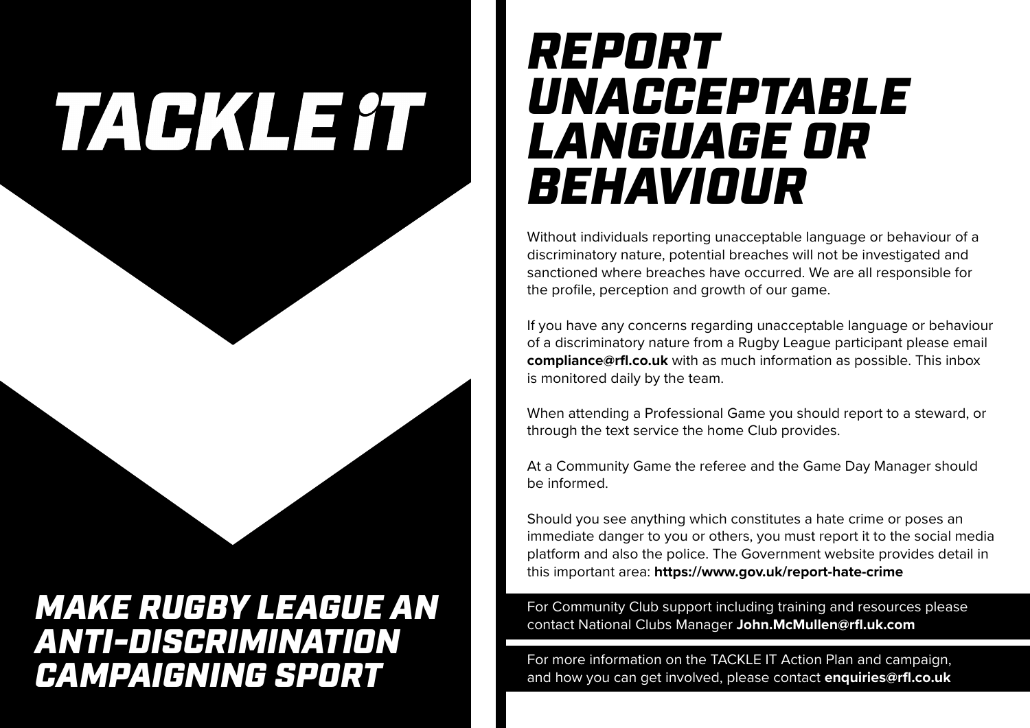# TACKLE IT

## MAKE RUGBY LEAGUE AN ANTI-DISCRIMINATION CAMPAIGNING SPORT

# REPORT UNACCEPTABLE LANGUAGE OR BEHAVIOUR

Without individuals reporting unacceptable language or behaviour of a discriminatory nature, potential breaches will not be investigated and sanctioned where breaches have occurred. We are all responsible for the profile, perception and growth of our game.

If you have any concerns regarding unacceptable language or behaviour of a discriminatory nature from a Rugby League participant please email **compliance@rfl.co.uk** with as much information as possible. This inbox is monitored daily by the team.

When attending a Professional Game you should report to a steward, or through the text service the home Club provides.

At a Community Game the referee and the Game Day Manager should be informed.

Should you see anything which constitutes a hate crime or poses an immediate danger to you or others, you must report it to the social media platform and also the police. The Government website provides detail in this important area: **https://www.gov.uk/report-hate-crime**

For Community Club support including training and resources please contact National Clubs Manager **John.McMullen@rfl.uk.com**

For more information on the TACKLE IT Action Plan and campaign, and how you can get involved, please contact **enquiries@rfl.co.uk**